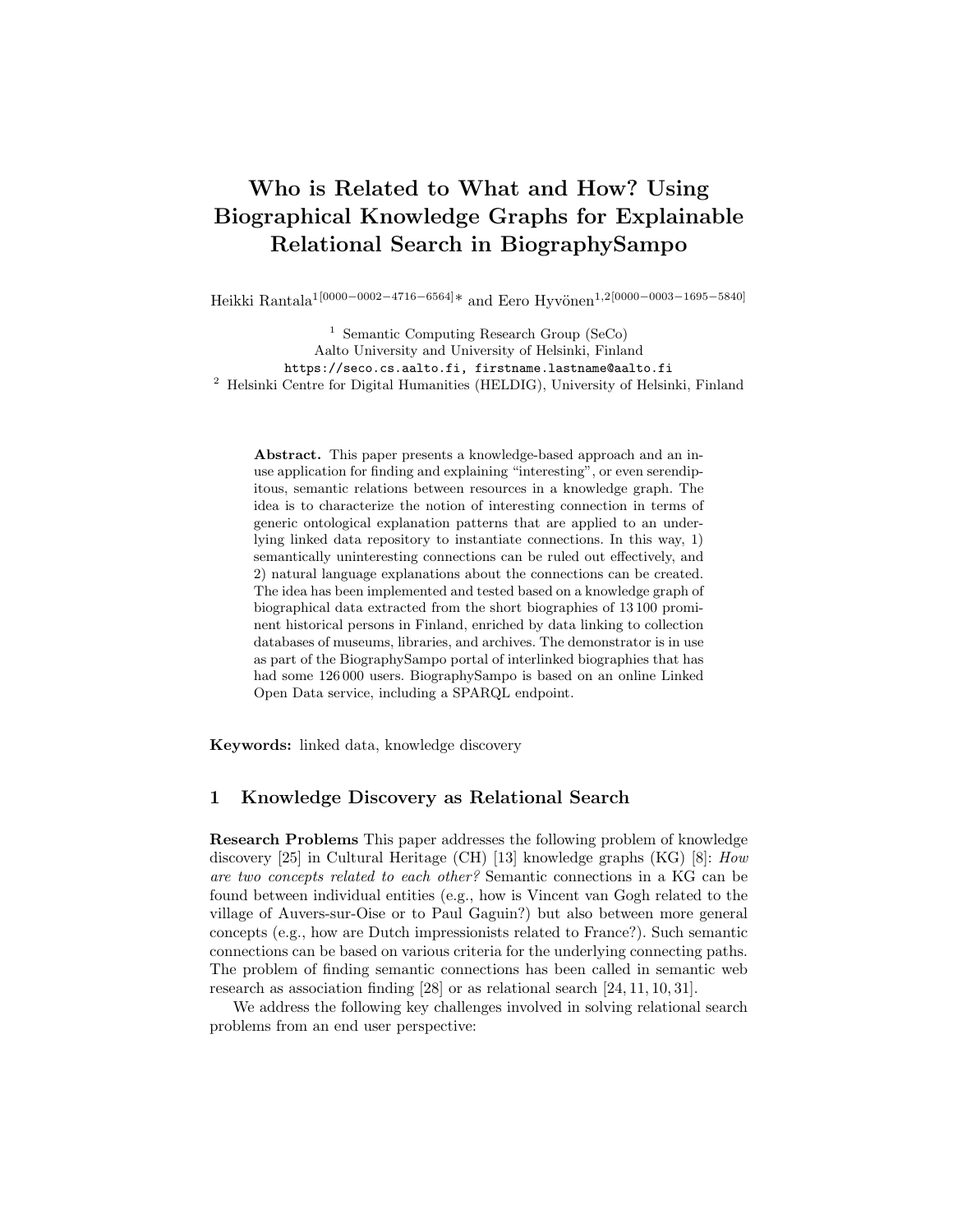# Who is Related to What and How? Using Biographical Knowledge Graphs for Explainable Relational Search in BiographySampo

Heikki Rantala[1[0000−0002−4716−6564]]* and Eero Hyvönen[1,2[0000−0003−1695−5840]]

[1] Semantic Computing Research Group (SeCo)
Aalto University and University of Helsinki, Finland
https://seco.cs.aalto.fi, firstname.lastname@aalto.fi

[2] Helsinki Centre for Digital Humanities (HELDIG), University of Helsinki, Finland

**Abstract.** This paper presents a knowledge-based approach and an in-use application for finding and explaining "interesting", or even serendipitous, semantic relations between resources in a knowledge graph. The idea is to characterize the notion of interesting connection in terms of generic ontological explanation patterns that are applied to an underlying linked data repository to instantiate connections. In this way, 1) semantically uninteresting connections can be ruled out effectively, and 2) natural language explanations about the connections can be created. The idea has been implemented and tested based on a knowledge graph of biographical data extracted from the short biographies of 13 100 prominent historical persons in Finland, enriched by data linking to collection databases of museums, libraries, and archives. The demonstrator is in use as part of the BiographySampo portal of interlinked biographies that has had some 126 000 users. BiographySampo is based on an online Linked Open Data service, including a SPARQL endpoint.

**Keywords:** linked data, knowledge discovery

## 1 Knowledge Discovery as Relational Search

**Research Problems** This paper addresses the following problem of knowledge discovery [25] in Cultural Heritage (CH) [13] knowledge graphs (KG) [8]: *How are two concepts related to each other?* Semantic connections in a KG can be found between individual entities (e.g., how is Vincent van Gogh related to the village of Auvers-sur-Oise or to Paul Gaguin?) but also between more general concepts (e.g., how are Dutch impressionists related to France?). Such semantic connections can be based on various criteria for the underlying connecting paths. The problem of finding semantic connections has been called in semantic web research as association finding [28] or as relational search [24, 11, 10, 31].

We address the following key challenges involved in solving relational search problems from an end user perspective: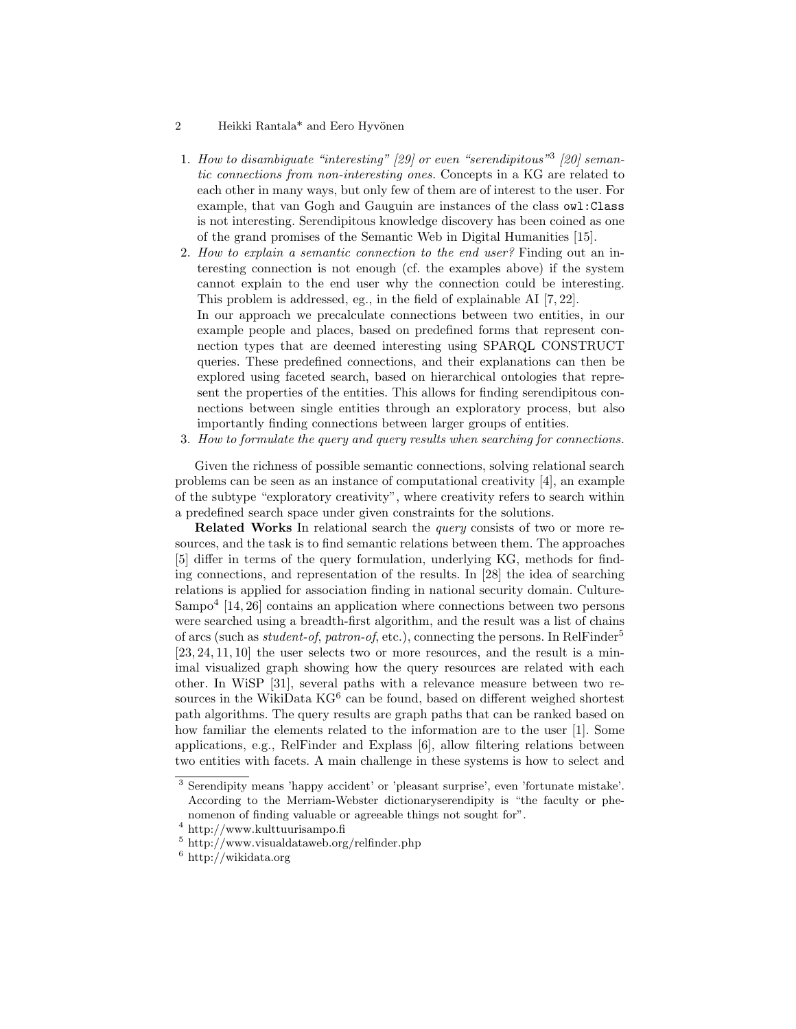1. *How to disambiguate "interesting" [29] or even "serendipitous"*[3] *[20] semantic connections from non-interesting ones.* Concepts in a KG are related to each other in many ways, but only few of them are of interest to the user. For example, that van Gogh and Gauguin are instances of the class `owl:Class` is not interesting. Serendipitous knowledge discovery has been coined as one of the grand promises of the Semantic Web in Digital Humanities [15].
2. *How to explain a semantic connection to the end user?* Finding out an interesting connection is not enough (cf. the examples above) if the system cannot explain to the end user why the connection could be interesting. This problem is addressed, eg., in the field of explainable AI [7, 22].
   In our approach we precalculate connections between two entities, in our example people and places, based on predefined forms that represent connection types that are deemed interesting using SPARQL CONSTRUCT queries. These predefined connections, and their explanations can then be explored using faceted search, based on hierarchical ontologies that represent the properties of the entities. This allows for finding serendipitous connections between single entities through an exploratory process, but also importantly finding connections between larger groups of entities.
3. *How to formulate the query and query results when searching for connections.*

Given the richness of possible semantic connections, solving relational search problems can be seen as an instance of computational creativity [4], an example of the subtype "exploratory creativity", where creativity refers to search within a predefined search space under given constraints for the solutions.

**Related Works** In relational search the *query* consists of two or more resources, and the task is to find semantic relations between them. The approaches [5] differ in terms of the query formulation, underlying KG, methods for finding connections, and representation of the results. In [28] the idea of searching relations is applied for association finding in national security domain. CultureSampo[4] [14, 26] contains an application where connections between two persons were searched using a breadth-first algorithm, and the result was a list of chains of arcs (such as *student-of*, *patron-of*, etc.), connecting the persons. In RelFinder[5] [23, 24, 11, 10] the user selects two or more resources, and the result is a minimal visualized graph showing how the query resources are related with each other. In WiSP [31], several paths with a relevance measure between two resources in the WikiData KG[6] can be found, based on different weighed shortest path algorithms. The query results are graph paths that can be ranked based on how familiar the elements related to the information are to the user [1]. Some applications, e.g., RelFinder and Explass [6], allow filtering relations between two entities with facets. A main challenge in these systems is how to select and

---

[3] Serendipity means 'happy accident' or 'pleasant surprise', even 'fortunate mistake'. According to the Merriam-Webster dictionaryserendipity is "the faculty or phenomenon of finding valuable or agreeable things not sought for".

[4] http://www.kulttuurisampo.fi

[5] http://www.visualdataweb.org/relfinder.php

[6] http://wikidata.org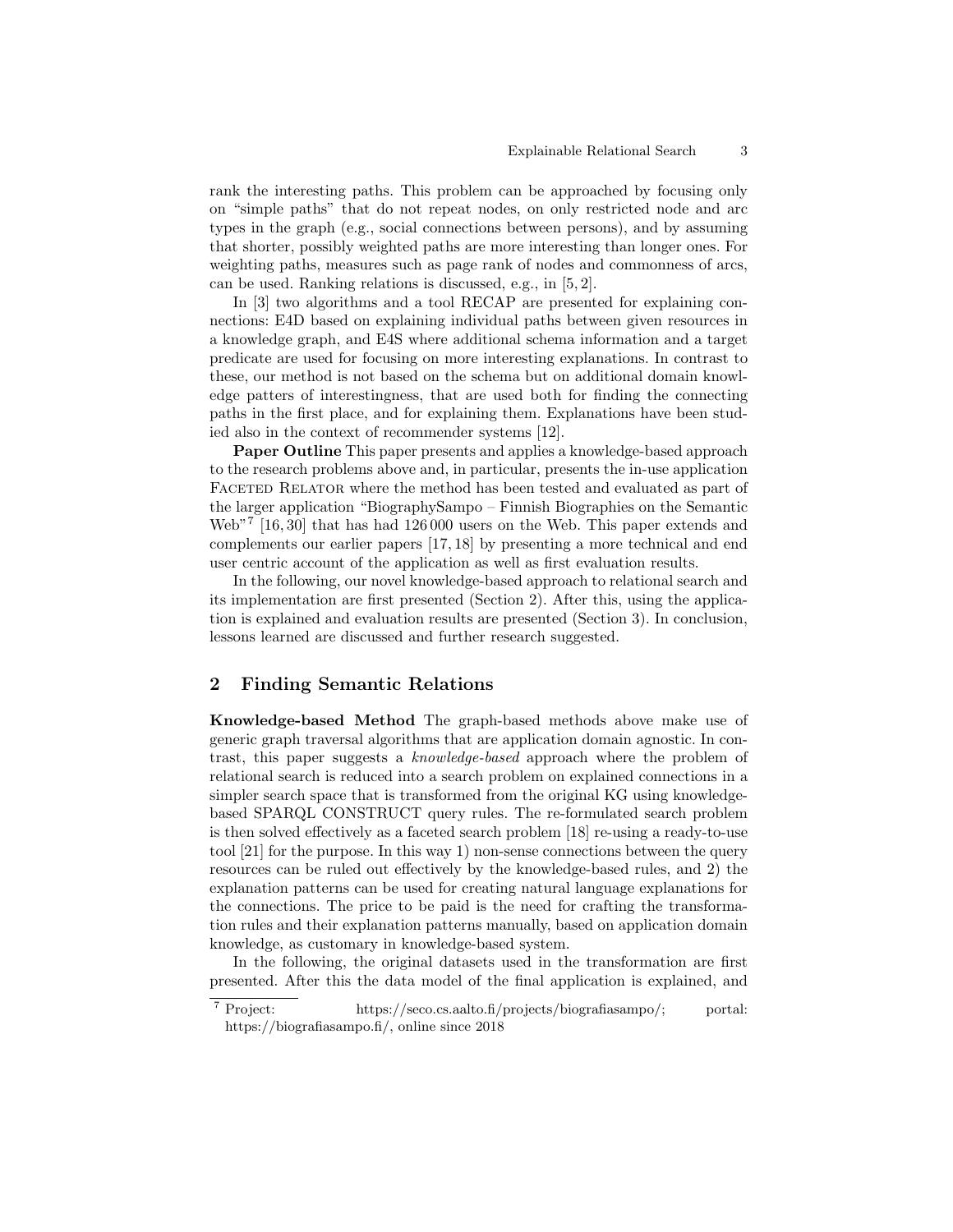rank the interesting paths. This problem can be approached by focusing only on "simple paths" that do not repeat nodes, on only restricted node and arc types in the graph (e.g., social connections between persons), and by assuming that shorter, possibly weighted paths are more interesting than longer ones. For weighting paths, measures such as page rank of nodes and commonness of arcs, can be used. Ranking relations is discussed, e.g., in [5, 2].

In [3] two algorithms and a tool RECAP are presented for explaining connections: E4D based on explaining individual paths between given resources in a knowledge graph, and E4S where additional schema information and a target predicate are used for focusing on more interesting explanations. In contrast to these, our method is not based on the schema but on additional domain knowledge patters of interestingness, that are used both for finding the connecting paths in the first place, and for explaining them. Explanations have been studied also in the context of recommender systems [12].

**Paper Outline** This paper presents and applies a knowledge-based approach to the research problems above and, in particular, presents the in-use application Faceted Relator where the method has been tested and evaluated as part of the larger application "BiographySampo – Finnish Biographies on the Semantic Web"[7] [16, 30] that has had 126 000 users on the Web. This paper extends and complements our earlier papers [17, 18] by presenting a more technical and end user centric account of the application as well as first evaluation results.

In the following, our novel knowledge-based approach to relational search and its implementation are first presented (Section 2). After this, using the application is explained and evaluation results are presented (Section 3). In conclusion, lessons learned are discussed and further research suggested.

## 2 Finding Semantic Relations

**Knowledge-based Method** The graph-based methods above make use of generic graph traversal algorithms that are application domain agnostic. In contrast, this paper suggests a *knowledge-based* approach where the problem of relational search is reduced into a search problem on explained connections in a simpler search space that is transformed from the original KG using knowledge-based SPARQL CONSTRUCT query rules. The re-formulated search problem is then solved effectively as a faceted search problem [18] re-using a ready-to-use tool [21] for the purpose. In this way 1) non-sense connections between the query resources can be ruled out effectively by the knowledge-based rules, and 2) the explanation patterns can be used for creating natural language explanations for the connections. The price to be paid is the need for crafting the transformation rules and their explanation patterns manually, based on application domain knowledge, as customary in knowledge-based system.

In the following, the original datasets used in the transformation are first presented. After this the data model of the final application is explained, and

[7] Project: https://seco.cs.aalto.fi/projects/biografiasampo/; portal: https://biografiasampo.fi/, online since 2018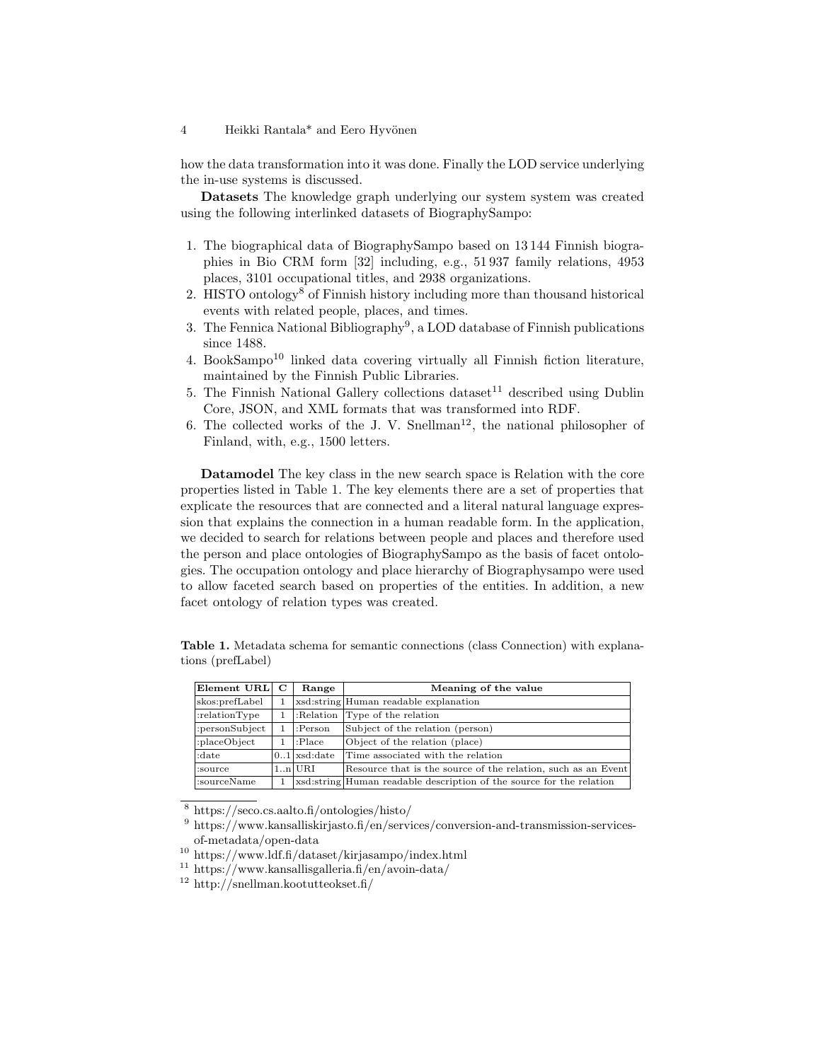how the data transformation into it was done. Finally the LOD service underlying the in-use systems is discussed.

**Datasets** The knowledge graph underlying our system system was created using the following interlinked datasets of BiographySampo:

1. The biographical data of BiographySampo based on 13 144 Finnish biographies in Bio CRM form [32] including, e.g., 51 937 family relations, 4953 places, 3101 occupational titles, and 2938 organizations.
2. HISTO ontology[8] of Finnish history including more than thousand historical events with related people, places, and times.
3. The Fennica National Bibliography[9], a LOD database of Finnish publications since 1488.
4. BookSampo[10] linked data covering virtually all Finnish fiction literature, maintained by the Finnish Public Libraries.
5. The Finnish National Gallery collections dataset[11] described using Dublin Core, JSON, and XML formats that was transformed into RDF.
6. The collected works of the J. V. Snellman[12], the national philosopher of Finland, with, e.g., 1500 letters.

**Datamodel** The key class in the new search space is Relation with the core properties listed in Table 1. The key elements there are a set of properties that explicate the resources that are connected and a literal natural language expression that explains the connection in a human readable form. In the application, we decided to search for relations between people and places and therefore used the person and place ontologies of BiographySampo as the basis of facet ontologies. The occupation ontology and place hierarchy of Biographysampo were used to allow faceted search based on properties of the entities. In addition, a new facet ontology of relation types was created.

**Table 1.** Metadata schema for semantic connections (class Connection) with explanations (prefLabel)

| Element URL | C | Range | Meaning of the value |
|---|---|---|---|
| skos:prefLabel | 1 | xsd:string | Human readable explanation |
| :relationType | 1 | :Relation | Type of the relation |
| :personSubject | 1 | :Person | Subject of the relation (person) |
| :placeObject | 1 | :Place | Object of the relation (place) |
| :date | 0..1 | xsd:date | Time associated with the relation |
| :source | 1..n | URI | Resource that is the source of the relation, such as an Event |
| :sourceName | 1 | xsd:string | Human readable description of the source for the relation |

[8] https://seco.cs.aalto.fi/ontologies/histo/

[9] https://www.kansalliskirjasto.fi/en/services/conversion-and-transmission-services-of-metadata/open-data

[10] https://www.ldf.fi/dataset/kirjasampo/index.html

[11] https://www.kansallisgalleria.fi/en/avoin-data/

[12] http://snellman.kootutteokset.fi/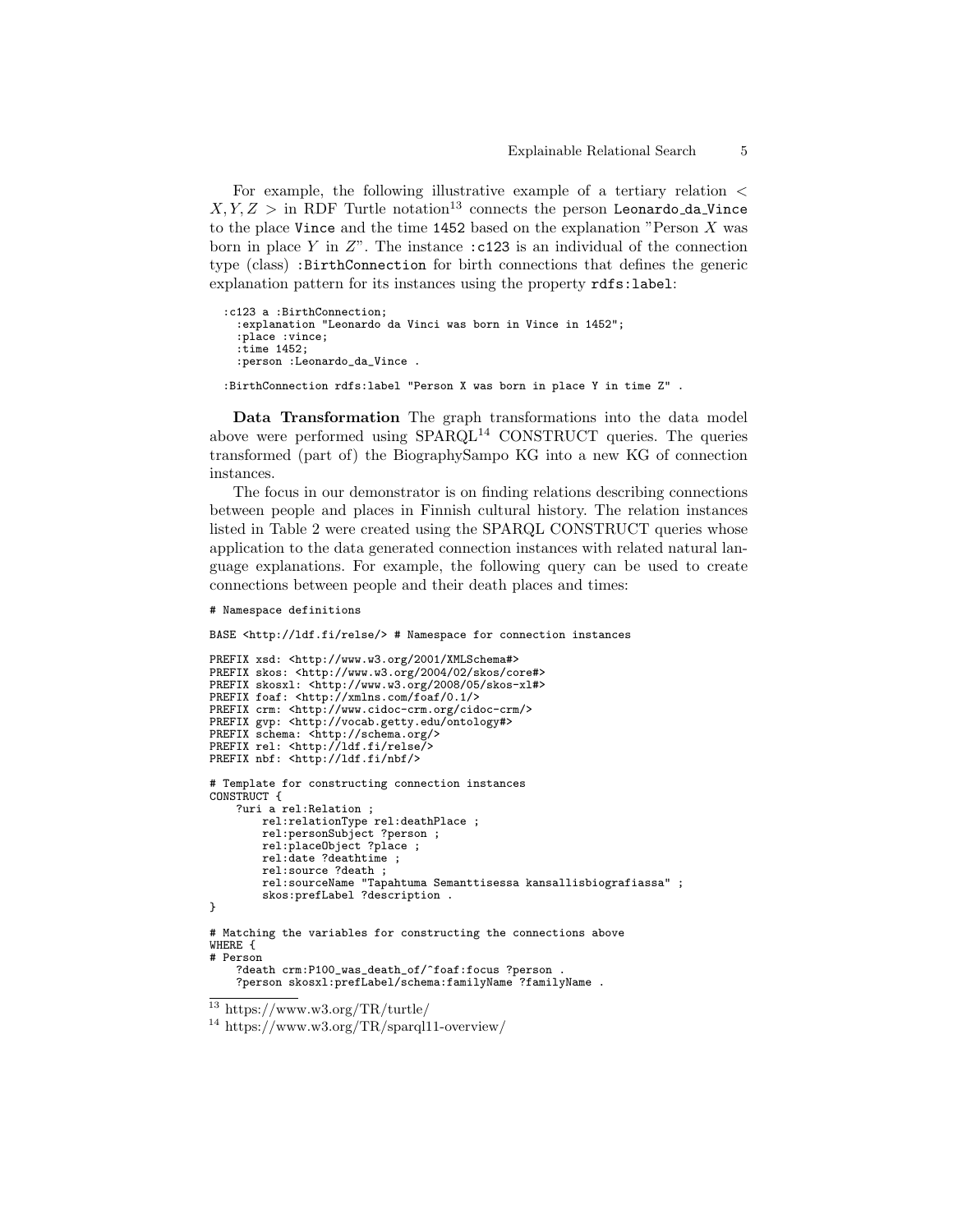For example, the following illustrative example of a tertiary relation $< X, Y, Z >$ in RDF Turtle notation[13] connects the person `Leonardo_da_Vince` to the place `Vince` and the time `1452` based on the explanation "Person $X$ was born in place $Y$ in $Z$". The instance `:c123` is an individual of the connection type (class) `:BirthConnection` for birth connections that defines the generic explanation pattern for its instances using the property `rdfs:label`:

```
:c123 a :BirthConnection;
  :explanation "Leonardo da Vinci was born in Vince in 1452";
  :place :vince;
  :time 1452;
  :person :Leonardo_da_Vince .

:BirthConnection rdfs:label "Person X was born in place Y in time Z" .
```

**Data Transformation** The graph transformations into the data model above were performed using SPARQL[14] CONSTRUCT queries. The queries transformed (part of) the BiographySampo KG into a new KG of connection instances.

The focus in our demonstrator is on finding relations describing connections between people and places in Finnish cultural history. The relation instances listed in Table 2 were created using the SPARQL CONSTRUCT queries whose application to the data generated connection instances with related natural language explanations. For example, the following query can be used to create connections between people and their death places and times:

```
# Namespace definitions

BASE <http://ldf.fi/relse/> # Namespace for connection instances

PREFIX xsd: <http://www.w3.org/2001/XMLSchema#>
PREFIX skos: <http://www.w3.org/2004/02/skos/core#>
PREFIX skosxl: <http://www.w3.org/2008/05/skos-xl#>
PREFIX foaf: <http://xmlns.com/foaf/0.1/>
PREFIX crm: <http://www.cidoc-crm.org/cidoc-crm/>
PREFIX gvp: <http://vocab.getty.edu/ontology#>
PREFIX schema: <http://schema.org/>
PREFIX rel: <http://ldf.fi/relse/>
PREFIX nbf: <http://ldf.fi/nbf/>

# Template for constructing connection instances
CONSTRUCT {
    ?uri a rel:Relation ;
        rel:relationType rel:deathPlace ;
        rel:personSubject ?person ;
        rel:placeObject ?place ;
        rel:date ?deathtime ;
        rel:source ?death ;
        rel:sourceName "Tapahtuma Semanttisessa kansallisbiografiassa" ;
        skos:prefLabel ?description .
}

# Matching the variables for constructing the connections above
WHERE {
# Person
    ?death crm:P100_was_death_of/^foaf:focus ?person .
    ?person skosxl:prefLabel/schema:familyName ?familyName .
```

[13] https://www.w3.org/TR/turtle/

[14] https://www.w3.org/TR/sparql11-overview/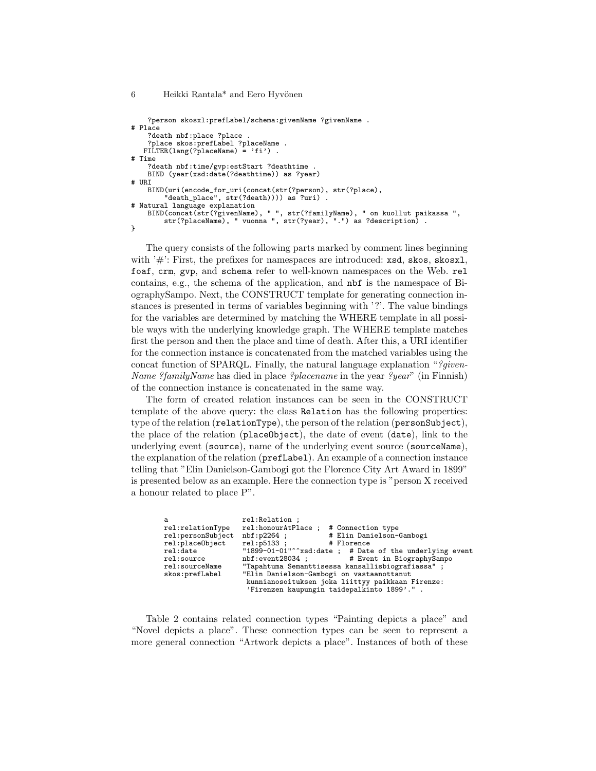```
    ?person skosxl:prefLabel/schema:givenName ?givenName .
# Place
    ?death nbf:place ?place .
    ?place skos:prefLabel ?placeName .
   FILTER(lang(?placeName) = 'fi') .
# Time
    ?death nbf:time/gvp:estStart ?deathtime .
    BIND (year(xsd:date(?deathtime)) as ?year)
# URI
    BIND(uri(encode_for_uri(concat(str(?person), str(?place),
        "death_place", str(?death)))) as ?uri) .
# Natural language explanation
    BIND(concat(str(?givenName), " ", str(?familyName), " on kuollut paikassa ",
        str(?placeName), " vuonna ", str(?year), ".") as ?description) .
}
```

The query consists of the following parts marked by comment lines beginning with '#': First, the prefixes for namespaces are introduced: `xsd`, `skos`, `skosxl`, `foaf`, `crm`, `gvp`, and `schema` refer to well-known namespaces on the Web. `rel` contains, e.g., the schema of the application, and `nbf` is the namespace of BiographySampo. Next, the CONSTRUCT template for generating connection instances is presented in terms of variables beginning with '?'. The value bindings for the variables are determined by matching the WHERE template in all possible ways with the underlying knowledge graph. The WHERE template matches first the person and then the place and time of death. After this, a URI identifier for the connection instance is concatenated from the matched variables using the concat function of SPARQL. Finally, the natural language explanation "*?givenName ?familyName* has died in place *?placename* in the year *?year*" (in Finnish) of the connection instance is concatenated in the same way.

The form of created relation instances can be seen in the CONSTRUCT template of the above query: the class `Relation` has the following properties: type of the relation (`relationType`), the person of the relation (`personSubject`), the place of the relation (`placeObject`), the date of event (`date`), link to the underlying event (`source`), name of the underlying event source (`sourceName`), the explanation of the relation (`prefLabel`). An example of a connection instance telling that "Elin Danielson-Gambogi got the Florence City Art Award in 1899" is presented below as an example. Here the connection type is "person X received a honour related to place P".

```
a                 rel:Relation ;
rel:relationType  rel:honourAtPlace ;  # Connection type
rel:personSubject nbf:p2264 ;          # Elin Danielson-Gambogi
rel:placeObject   rel:p5133 ;          # Florence
rel:date          "1899-01-01"^^xsd:date ;  # Date of the underlying event
rel:source        nbf:event28034 ;          # Event in BiographySampo
rel:sourceName    "Tapahtuma Semanttisessa kansallisbiografiassa" ;
skos:prefLabel    "Elin Danielson-Gambogi on vastaanottanut
                   kunnianosoituksen joka liittyy paikkaan Firenze:
                   'Firenzen kaupungin taidepalkinto 1899'." .
```

Table 2 contains related connection types "Painting depicts a place" and "Novel depicts a place". These connection types can be seen to represent a more general connection "Artwork depicts a place". Instances of both of these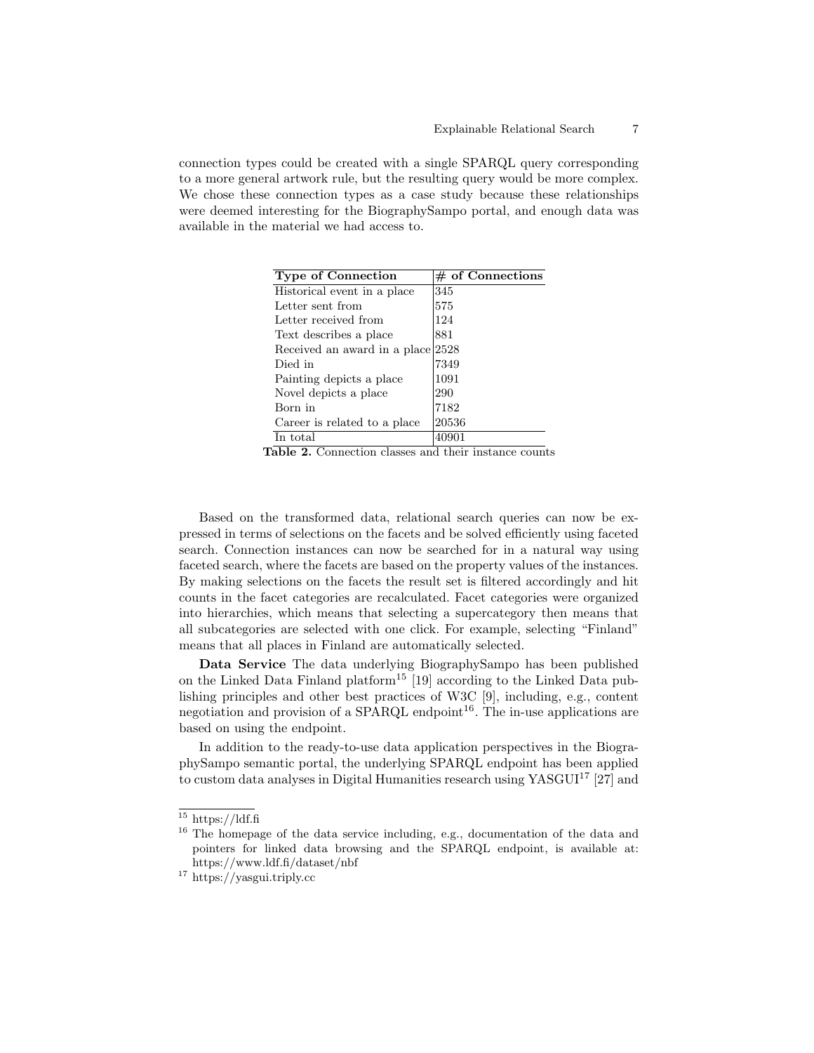connection types could be created with a single SPARQL query corresponding to a more general artwork rule, but the resulting query would be more complex. We chose these connection types as a case study because these relationships were deemed interesting for the BiographySampo portal, and enough data was available in the material we had access to.

| Type of Connection | # of Connections |
| --- | --- |
| Historical event in a place | 345 |
| Letter sent from | 575 |
| Letter received from | 124 |
| Text describes a place | 881 |
| Received an award in a place | 2528 |
| Died in | 7349 |
| Painting depicts a place | 1091 |
| Novel depicts a place | 290 |
| Born in | 7182 |
| Career is related to a place | 20536 |
| In total | 40901 |

**Table 2.** Connection classes and their instance counts

Based on the transformed data, relational search queries can now be expressed in terms of selections on the facets and be solved efficiently using faceted search. Connection instances can now be searched for in a natural way using faceted search, where the facets are based on the property values of the instances. By making selections on the facets the result set is filtered accordingly and hit counts in the facet categories are recalculated. Facet categories were organized into hierarchies, which means that selecting a supercategory then means that all subcategories are selected with one click. For example, selecting "Finland" means that all places in Finland are automatically selected.

**Data Service** The data underlying BiographySampo has been published on the Linked Data Finland platform[15] [19] according to the Linked Data publishing principles and other best practices of W3C [9], including, e.g., content negotiation and provision of a SPARQL endpoint[16]. The in-use applications are based on using the endpoint.

In addition to the ready-to-use data application perspectives in the BiographySampo semantic portal, the underlying SPARQL endpoint has been applied to custom data analyses in Digital Humanities research using YASGUI[17] [27] and

[15] https://ldf.fi

[16] The homepage of the data service including, e.g., documentation of the data and pointers for linked data browsing and the SPARQL endpoint, is available at: https://www.ldf.fi/dataset/nbf

[17] https://yasgui.triply.cc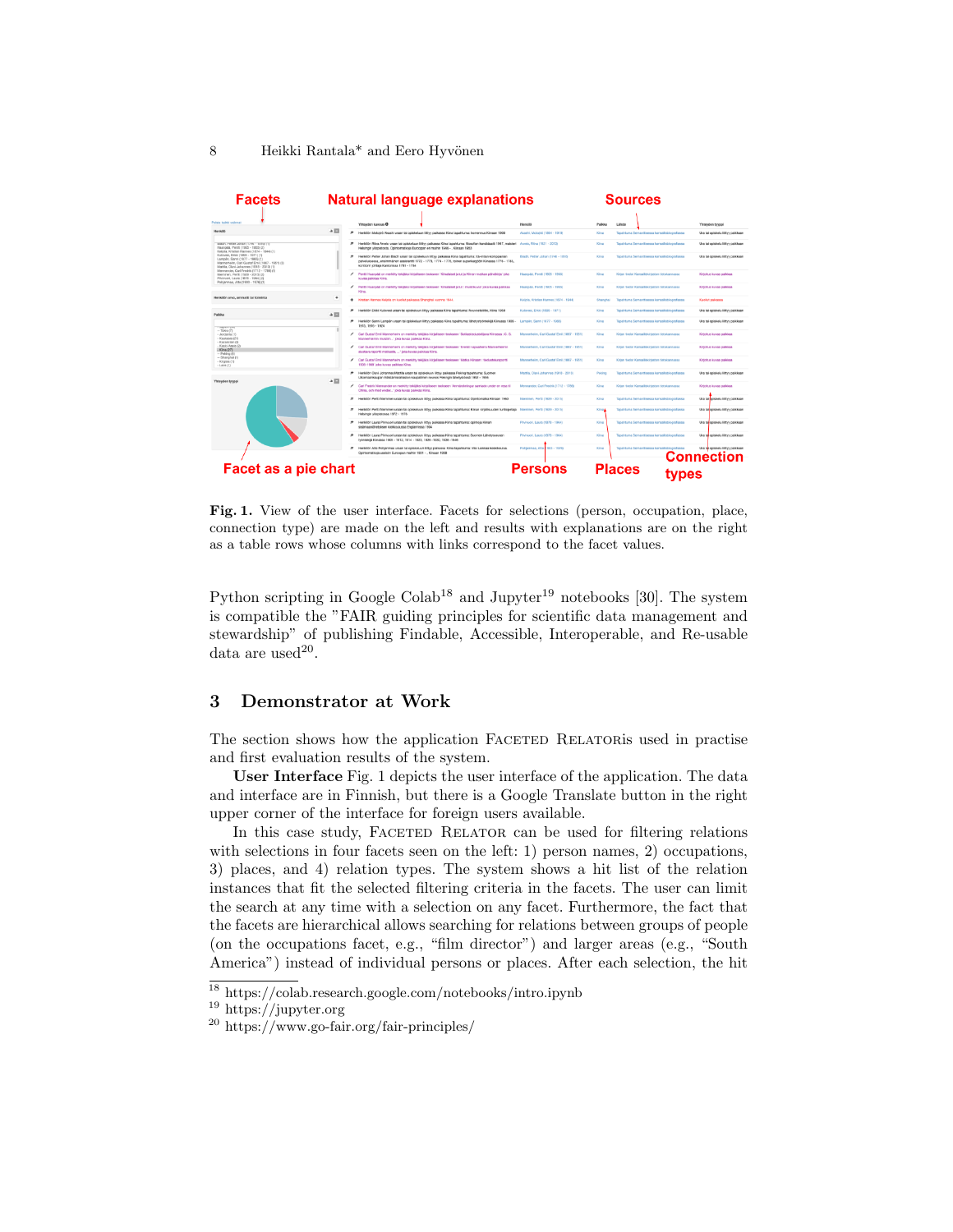**Fig. 1.** View of the user interface. Facets for selections (person, occupation, place, connection type) are made on the left and results with explanations are on the right as a table rows whose columns with links correspond to the facet values.

Python scripting in Google Colab[18] and Jupyter[19] notebooks [30]. The system is compatible the "FAIR guiding principles for scientific data management and stewardship" of publishing Findable, Accessible, Interoperable, and Re-usable data are used[20].

## 3 Demonstrator at Work

The section shows how the application Faceted Relatoris used in practise and first evaluation results of the system.

**User Interface** Fig. 1 depicts the user interface of the application. The data and interface are in Finnish, but there is a Google Translate button in the right upper corner of the interface for foreign users available.

In this case study, Faceted Relator can be used for filtering relations with selections in four facets seen on the left: 1) person names, 2) occupations, 3) places, and 4) relation types. The system shows a hit list of the relation instances that fit the selected filtering criteria in the facets. The user can limit the search at any time with a selection on any facet. Furthermore, the fact that the facets are hierarchical allows searching for relations between groups of people (on the occupations facet, e.g., "film director") and larger areas (e.g., "South America") instead of individual persons or places. After each selection, the hit

[18] https://colab.research.google.com/notebooks/intro.ipynb

[19] https://jupyter.org

[20] https://www.go-fair.org/fair-principles/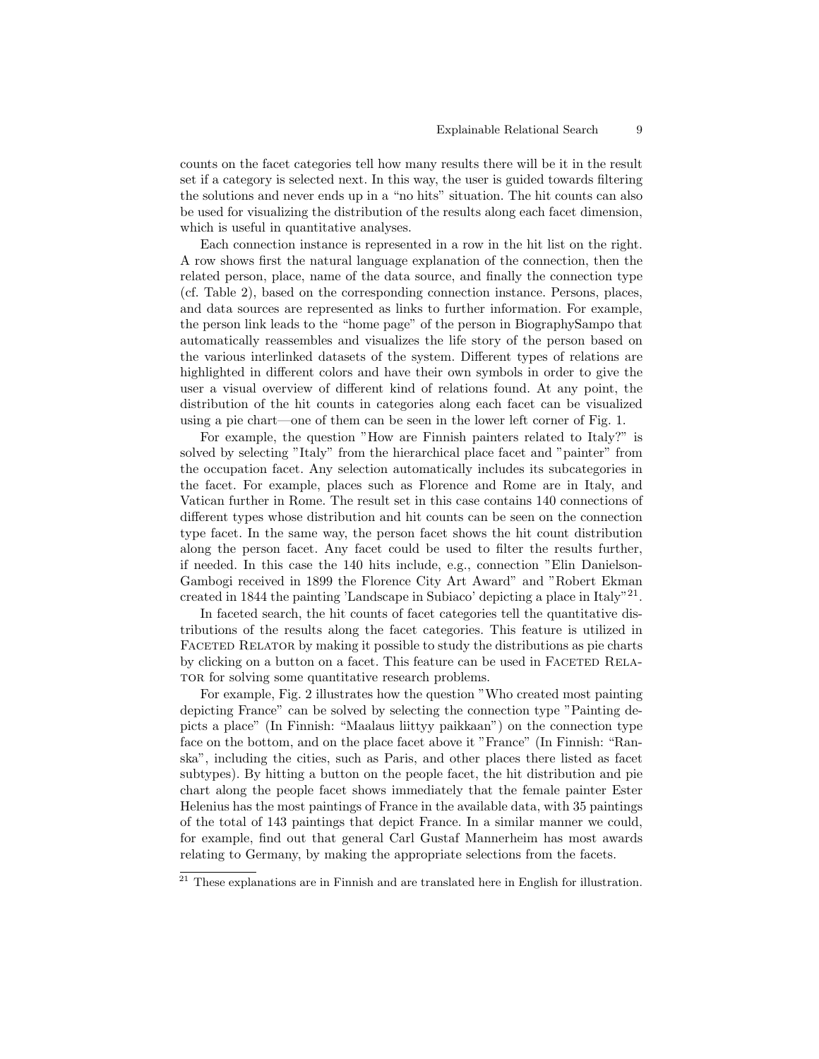counts on the facet categories tell how many results there will be it in the result set if a category is selected next. In this way, the user is guided towards filtering the solutions and never ends up in a “no hits” situation. The hit counts can also be used for visualizing the distribution of the results along each facet dimension, which is useful in quantitative analyses.

Each connection instance is represented in a row in the hit list on the right. A row shows first the natural language explanation of the connection, then the related person, place, name of the data source, and finally the connection type (cf. Table 2), based on the corresponding connection instance. Persons, places, and data sources are represented as links to further information. For example, the person link leads to the “home page” of the person in BiographySampo that automatically reassembles and visualizes the life story of the person based on the various interlinked datasets of the system. Different types of relations are highlighted in different colors and have their own symbols in order to give the user a visual overview of different kind of relations found. At any point, the distribution of the hit counts in categories along each facet can be visualized using a pie chart—one of them can be seen in the lower left corner of Fig. 1.

For example, the question ”How are Finnish painters related to Italy?” is solved by selecting ”Italy” from the hierarchical place facet and ”painter” from the occupation facet. Any selection automatically includes its subcategories in the facet. For example, places such as Florence and Rome are in Italy, and Vatican further in Rome. The result set in this case contains 140 connections of different types whose distribution and hit counts can be seen on the connection type facet. In the same way, the person facet shows the hit count distribution along the person facet. Any facet could be used to filter the results further, if needed. In this case the 140 hits include, e.g., connection ”Elin Danielson-Gambogi received in 1899 the Florence City Art Award” and ”Robert Ekman created in 1844 the painting 'Landscape in Subiaco' depicting a place in Italy”[21].

In faceted search, the hit counts of facet categories tell the quantitative distributions of the results along the facet categories. This feature is utilized in Faceted Relator by making it possible to study the distributions as pie charts by clicking on a button on a facet. This feature can be used in Faceted Relator for solving some quantitative research problems.

For example, Fig. 2 illustrates how the question ”Who created most painting depicting France” can be solved by selecting the connection type ”Painting depicts a place” (In Finnish: “Maalaus liittyy paikkaan”) on the connection type face on the bottom, and on the place facet above it ”France” (In Finnish: “Ranska”, including the cities, such as Paris, and other places there listed as facet subtypes). By hitting a button on the people facet, the hit distribution and pie chart along the people facet shows immediately that the female painter Ester Helenius has the most paintings of France in the available data, with 35 paintings of the total of 143 paintings that depict France. In a similar manner we could, for example, find out that general Carl Gustaf Mannerheim has most awards relating to Germany, by making the appropriate selections from the facets.

[21] These explanations are in Finnish and are translated here in English for illustration.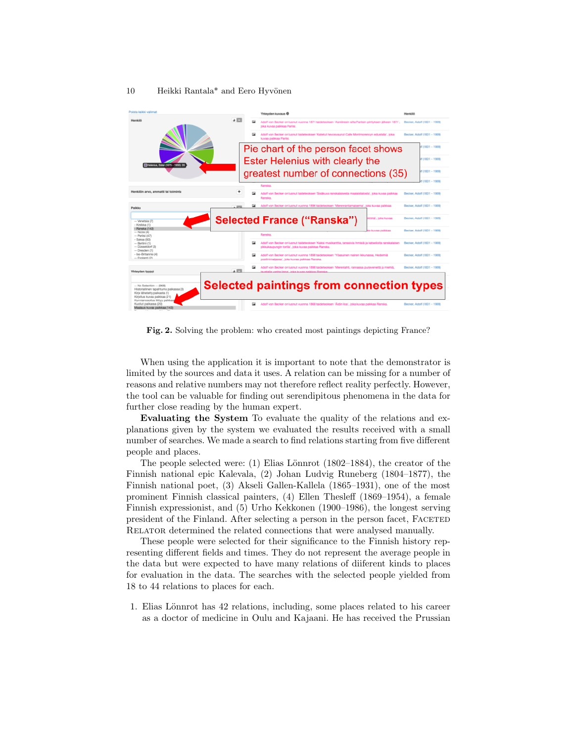Fig. 2. Solving the problem: who created most paintings depicting France?

When using the application it is important to note that the demonstrator is limited by the sources and data it uses. A relation can be missing for a number of reasons and relative numbers may not therefore reflect reality perfectly. However, the tool can be valuable for finding out serendipitous phenomena in the data for further close reading by the human expert.

**Evaluating the System** To evaluate the quality of the relations and explanations given by the system we evaluated the results received with a small number of searches. We made a search to find relations starting from five different people and places.

The people selected were: (1) Elias Lönnrot (1802–1884), the creator of the Finnish national epic Kalevala, (2) Johan Ludvig Runeberg (1804–1877), the Finnish national poet, (3) Akseli Gallen-Kallela (1865–1931), one of the most prominent Finnish classical painters, (4) Ellen Thesleff (1869–1954), a female Finnish expressionist, and (5) Urho Kekkonen (1900–1986), the longest serving president of the Finland. After selecting a person in the person facet, Faceted Relator determined the related connections that were analysed manually.

These people were selected for their significance to the Finnish history representing different fields and times. They do not represent the average people in the data but were expected to have many relations of diiferent kinds to places for evaluation in the data. The searches with the selected people yielded from 18 to 44 relations to places for each.

1. Elias Lönnrot has 42 relations, including, some places related to his career as a doctor of medicine in Oulu and Kajaani. He has received the Prussian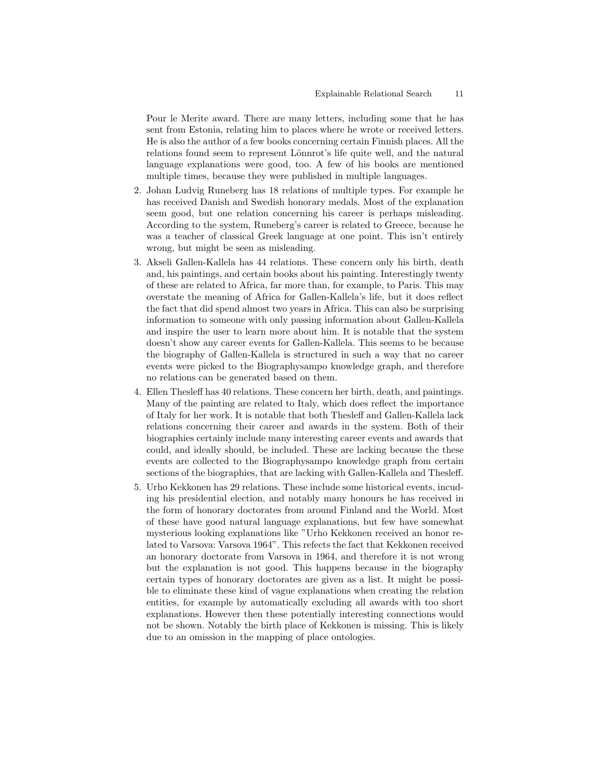Pour le Merite award. There are many letters, including some that he has sent from Estonia, relating him to places where he wrote or received letters. He is also the author of a few books concerning certain Finnish places. All the relations found seem to represent Lönnrot's life quite well, and the natural language explanations were good, too. A few of his books are mentioned multiple times, because they were published in multiple languages.

2. Johan Ludvig Runeberg has 18 relations of multiple types. For example he has received Danish and Swedish honorary medals. Most of the explanation seem good, but one relation concerning his career is perhaps misleading. According to the system, Runeberg's career is related to Greece, because he was a teacher of classical Greek language at one point. This isn't entirely wrong, but might be seen as misleading.
3. Akseli Gallen-Kallela has 44 relations. These concern only his birth, death and, his paintings, and certain books about his painting. Interestingly twenty of these are related to Africa, far more than, for example, to Paris. This may overstate the meaning of Africa for Gallen-Kallela's life, but it does reflect the fact that did spend almost two years in Africa. This can also be surprising information to someone with only passing information about Gallen-Kallela and inspire the user to learn more about him. It is notable that the system doesn't show any career events for Gallen-Kallela. This seems to be because the biography of Gallen-Kallela is structured in such a way that no career events were picked to the Biographysampo knowledge graph, and therefore no relations can be generated based on them.
4. Ellen Thesleff has 40 relations. These concern her birth, death, and paintings. Many of the painting are related to Italy, which does reflect the importance of Italy for her work. It is notable that both Thesleff and Gallen-Kallela lack relations concerning their career and awards in the system. Both of their biographies certainly include many interesting career events and awards that could, and ideally should, be included. These are lacking because the these events are collected to the Biographysampo knowledge graph from certain sections of the biographies, that are lacking with Gallen-Kallela and Thesleff.
5. Urho Kekkonen has 29 relations. These include some historical events, incuding his presidential election, and notably many honours he has received in the form of honorary doctorates from around Finland and the World. Most of these have good natural language explanations, but few have somewhat mysterious looking explanations like "Urho Kekkonen received an honor related to Varsova: Varsova 1964". This refects the fact that Kekkonen received an honorary doctorate from Varsova in 1964, and therefore it is not wrong but the explanation is not good. This happens because in the biography certain types of honorary doctorates are given as a list. It might be possible to eliminate these kind of vague explanations when creating the relation entities, for example by automatically excluding all awards with too short explanations. However then these potentially interesting connections would not be shown. Notably the birth place of Kekkonen is missing. This is likely due to an omission in the mapping of place ontologies.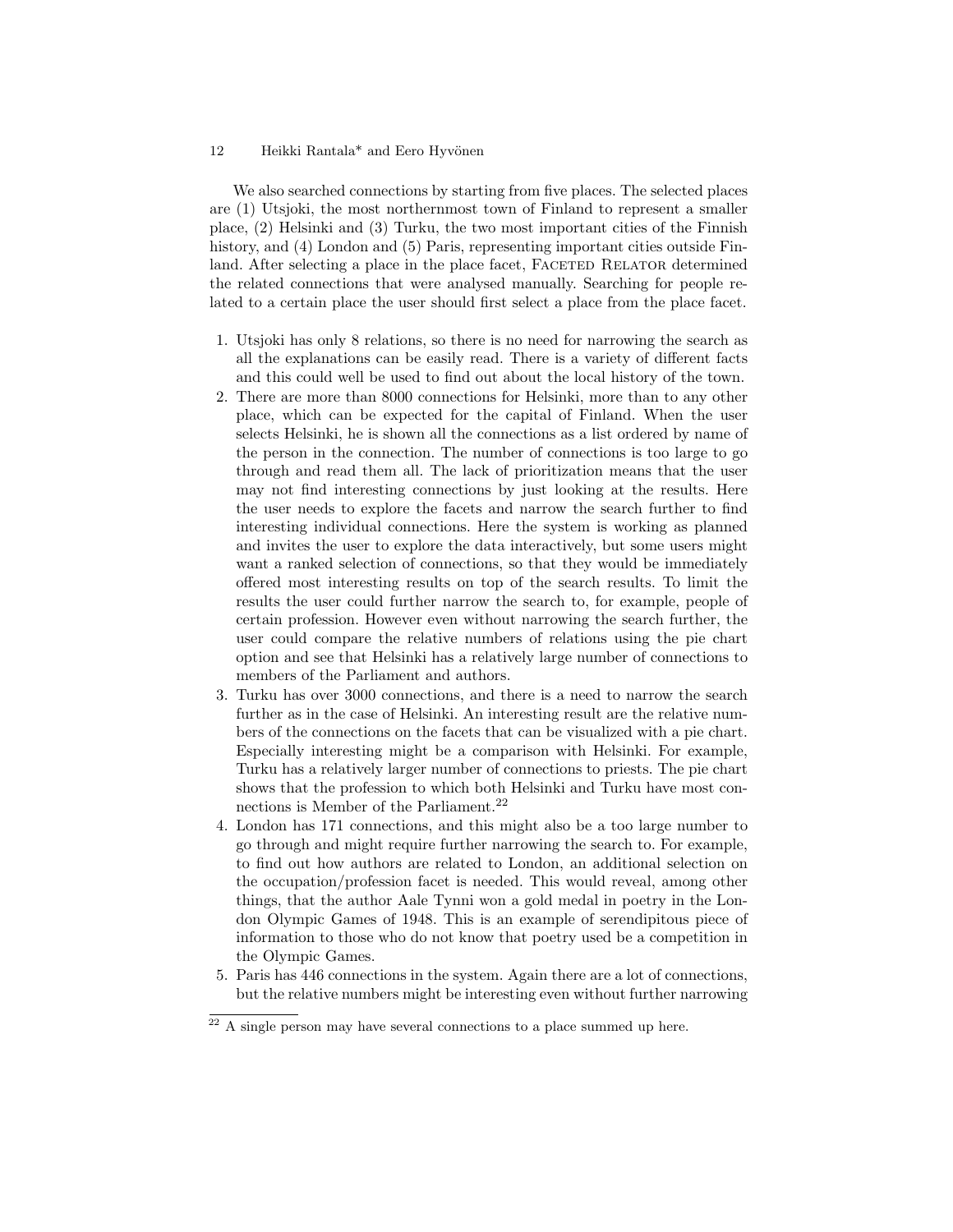We also searched connections by starting from five places. The selected places are (1) Utsjoki, the most northernmost town of Finland to represent a smaller place, (2) Helsinki and (3) Turku, the two most important cities of the Finnish history, and (4) London and (5) Paris, representing important cities outside Finland. After selecting a place in the place facet, Faceted Relator determined the related connections that were analysed manually. Searching for people related to a certain place the user should first select a place from the place facet.

1. Utsjoki has only 8 relations, so there is no need for narrowing the search as all the explanations can be easily read. There is a variety of different facts and this could well be used to find out about the local history of the town.
2. There are more than 8000 connections for Helsinki, more than to any other place, which can be expected for the capital of Finland. When the user selects Helsinki, he is shown all the connections as a list ordered by name of the person in the connection. The number of connections is too large to go through and read them all. The lack of prioritization means that the user may not find interesting connections by just looking at the results. Here the user needs to explore the facets and narrow the search further to find interesting individual connections. Here the system is working as planned and invites the user to explore the data interactively, but some users might want a ranked selection of connections, so that they would be immediately offered most interesting results on top of the search results. To limit the results the user could further narrow the search to, for example, people of certain profession. However even without narrowing the search further, the user could compare the relative numbers of relations using the pie chart option and see that Helsinki has a relatively large number of connections to members of the Parliament and authors.
3. Turku has over 3000 connections, and there is a need to narrow the search further as in the case of Helsinki. An interesting result are the relative numbers of the connections on the facets that can be visualized with a pie chart. Especially interesting might be a comparison with Helsinki. For example, Turku has a relatively larger number of connections to priests. The pie chart shows that the profession to which both Helsinki and Turku have most connections is Member of the Parliament.[22]
4. London has 171 connections, and this might also be a too large number to go through and might require further narrowing the search to. For example, to find out how authors are related to London, an additional selection on the occupation/profession facet is needed. This would reveal, among other things, that the author Aale Tynni won a gold medal in poetry in the London Olympic Games of 1948. This is an example of serendipitous piece of information to those who do not know that poetry used be a competition in the Olympic Games.
5. Paris has 446 connections in the system. Again there are a lot of connections, but the relative numbers might be interesting even without further narrowing

[22] A single person may have several connections to a place summed up here.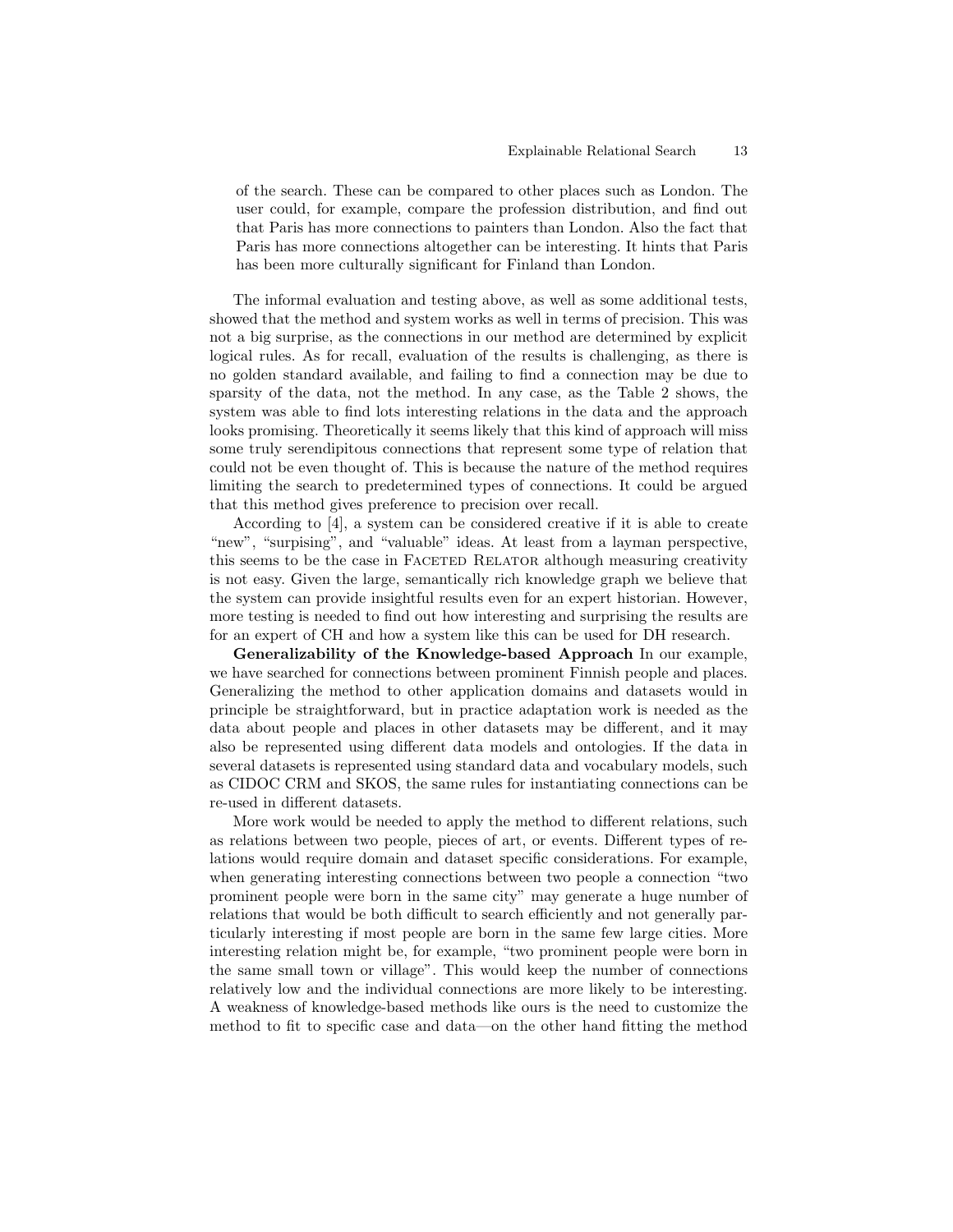of the search. These can be compared to other places such as London. The user could, for example, compare the profession distribution, and find out that Paris has more connections to painters than London. Also the fact that Paris has more connections altogether can be interesting. It hints that Paris has been more culturally significant for Finland than London.

The informal evaluation and testing above, as well as some additional tests, showed that the method and system works as well in terms of precision. This was not a big surprise, as the connections in our method are determined by explicit logical rules. As for recall, evaluation of the results is challenging, as there is no golden standard available, and failing to find a connection may be due to sparsity of the data, not the method. In any case, as the Table 2 shows, the system was able to find lots interesting relations in the data and the approach looks promising. Theoretically it seems likely that this kind of approach will miss some truly serendipitous connections that represent some type of relation that could not be even thought of. This is because the nature of the method requires limiting the search to predetermined types of connections. It could be argued that this method gives preference to precision over recall.

According to [4], a system can be considered creative if it is able to create "new", "surpising", and "valuable" ideas. At least from a layman perspective, this seems to be the case in Faceted Relator although measuring creativity is not easy. Given the large, semantically rich knowledge graph we believe that the system can provide insightful results even for an expert historian. However, more testing is needed to find out how interesting and surprising the results are for an expert of CH and how a system like this can be used for DH research.

**Generalizability of the Knowledge-based Approach** In our example, we have searched for connections between prominent Finnish people and places. Generalizing the method to other application domains and datasets would in principle be straightforward, but in practice adaptation work is needed as the data about people and places in other datasets may be different, and it may also be represented using different data models and ontologies. If the data in several datasets is represented using standard data and vocabulary models, such as CIDOC CRM and SKOS, the same rules for instantiating connections can be re-used in different datasets.

More work would be needed to apply the method to different relations, such as relations between two people, pieces of art, or events. Different types of relations would require domain and dataset specific considerations. For example, when generating interesting connections between two people a connection "two prominent people were born in the same city" may generate a huge number of relations that would be both difficult to search efficiently and not generally particularly interesting if most people are born in the same few large cities. More interesting relation might be, for example, "two prominent people were born in the same small town or village". This would keep the number of connections relatively low and the individual connections are more likely to be interesting. A weakness of knowledge-based methods like ours is the need to customize the method to fit to specific case and data—on the other hand fitting the method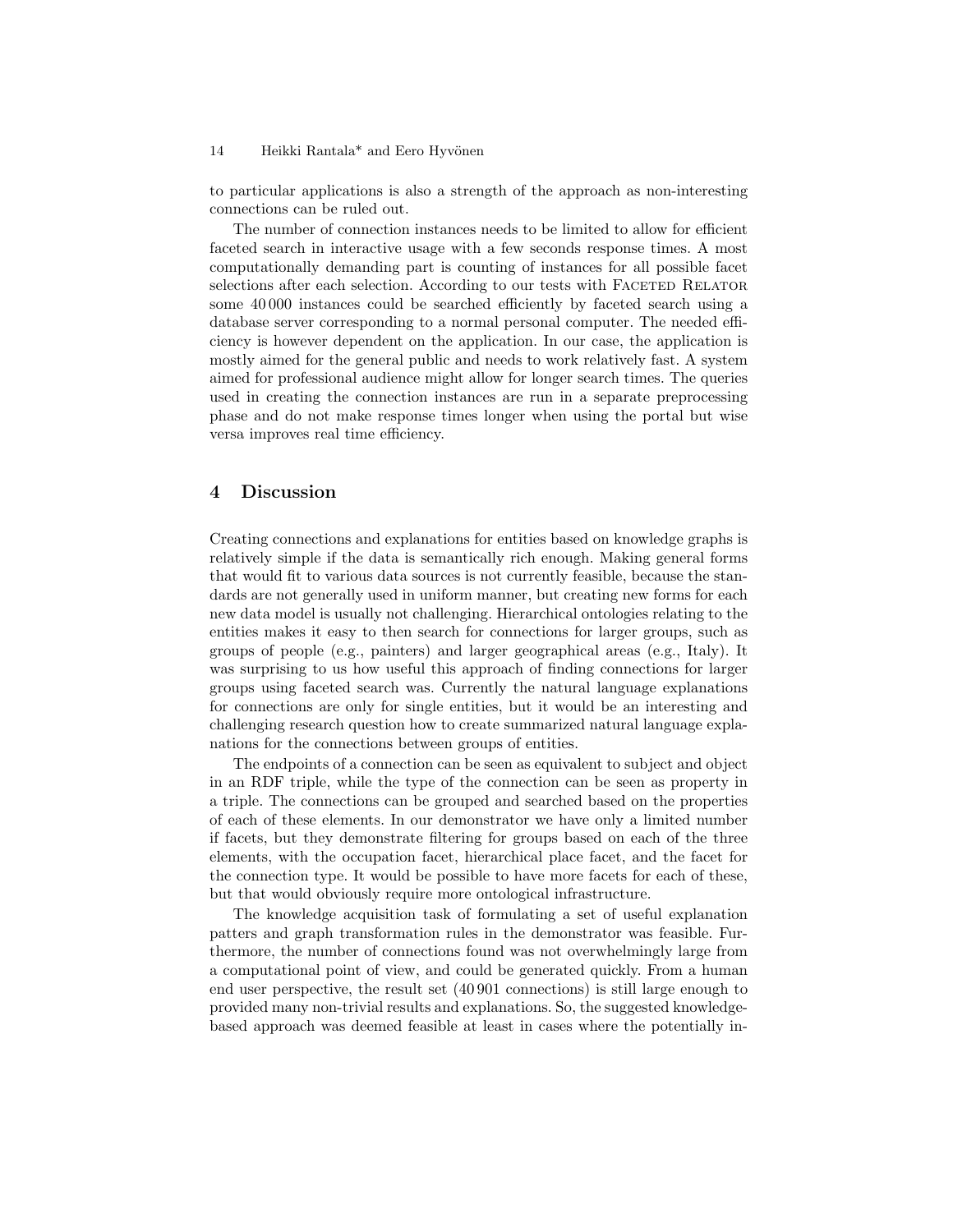to particular applications is also a strength of the approach as non-interesting connections can be ruled out.

The number of connection instances needs to be limited to allow for efficient faceted search in interactive usage with a few seconds response times. A most computationally demanding part is counting of instances for all possible facet selections after each selection. According to our tests with Faceted Relator some 40 000 instances could be searched efficiently by faceted search using a database server corresponding to a normal personal computer. The needed efficiency is however dependent on the application. In our case, the application is mostly aimed for the general public and needs to work relatively fast. A system aimed for professional audience might allow for longer search times. The queries used in creating the connection instances are run in a separate preprocessing phase and do not make response times longer when using the portal but wise versa improves real time efficiency.

## 4 Discussion

Creating connections and explanations for entities based on knowledge graphs is relatively simple if the data is semantically rich enough. Making general forms that would fit to various data sources is not currently feasible, because the standards are not generally used in uniform manner, but creating new forms for each new data model is usually not challenging. Hierarchical ontologies relating to the entities makes it easy to then search for connections for larger groups, such as groups of people (e.g., painters) and larger geographical areas (e.g., Italy). It was surprising to us how useful this approach of finding connections for larger groups using faceted search was. Currently the natural language explanations for connections are only for single entities, but it would be an interesting and challenging research question how to create summarized natural language explanations for the connections between groups of entities.

The endpoints of a connection can be seen as equivalent to subject and object in an RDF triple, while the type of the connection can be seen as property in a triple. The connections can be grouped and searched based on the properties of each of these elements. In our demonstrator we have only a limited number if facets, but they demonstrate filtering for groups based on each of the three elements, with the occupation facet, hierarchical place facet, and the facet for the connection type. It would be possible to have more facets for each of these, but that would obviously require more ontological infrastructure.

The knowledge acquisition task of formulating a set of useful explanation patters and graph transformation rules in the demonstrator was feasible. Furthermore, the number of connections found was not overwhelmingly large from a computational point of view, and could be generated quickly. From a human end user perspective, the result set (40 901 connections) is still large enough to provided many non-trivial results and explanations. So, the suggested knowledge-based approach was deemed feasible at least in cases where the potentially in-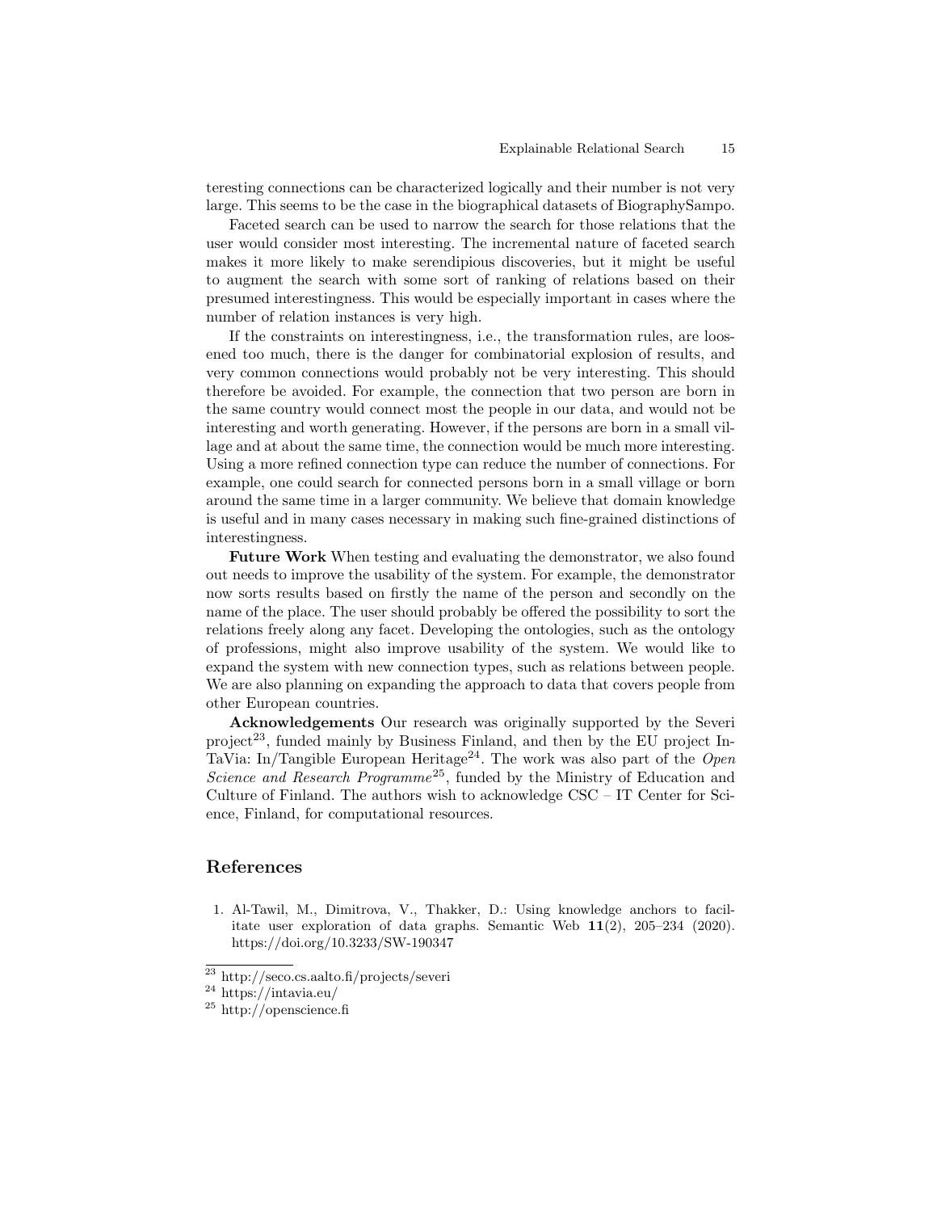teresting connections can be characterized logically and their number is not very large. This seems to be the case in the biographical datasets of BiographySampo.

Faceted search can be used to narrow the search for those relations that the user would consider most interesting. The incremental nature of faceted search makes it more likely to make serendipious discoveries, but it might be useful to augment the search with some sort of ranking of relations based on their presumed interestingness. This would be especially important in cases where the number of relation instances is very high.

If the constraints on interestingness, i.e., the transformation rules, are loosened too much, there is the danger for combinatorial explosion of results, and very common connections would probably not be very interesting. This should therefore be avoided. For example, the connection that two person are born in the same country would connect most the people in our data, and would not be interesting and worth generating. However, if the persons are born in a small village and at about the same time, the connection would be much more interesting. Using a more refined connection type can reduce the number of connections. For example, one could search for connected persons born in a small village or born around the same time in a larger community. We believe that domain knowledge is useful and in many cases necessary in making such fine-grained distinctions of interestingness.

**Future Work** When testing and evaluating the demonstrator, we also found out needs to improve the usability of the system. For example, the demonstrator now sorts results based on firstly the name of the person and secondly on the name of the place. The user should probably be offered the possibility to sort the relations freely along any facet. Developing the ontologies, such as the ontology of professions, might also improve usability of the system. We would like to expand the system with new connection types, such as relations between people. We are also planning on expanding the approach to data that covers people from other European countries.

**Acknowledgements** Our research was originally supported by the Severi project[23], funded mainly by Business Finland, and then by the EU project InTaVia: In/Tangible European Heritage[24]. The work was also part of the *Open Science and Research Programme*[25], funded by the Ministry of Education and Culture of Finland. The authors wish to acknowledge CSC – IT Center for Science, Finland, for computational resources.

## References

1. Al-Tawil, M., Dimitrova, V., Thakker, D.: Using knowledge anchors to facilitate user exploration of data graphs. Semantic Web **11**(2), 205–234 (2020). https://doi.org/10.3233/SW-190347

[23] http://seco.cs.aalto.fi/projects/severi

[24] https://intavia.eu/

[25] http://openscience.fi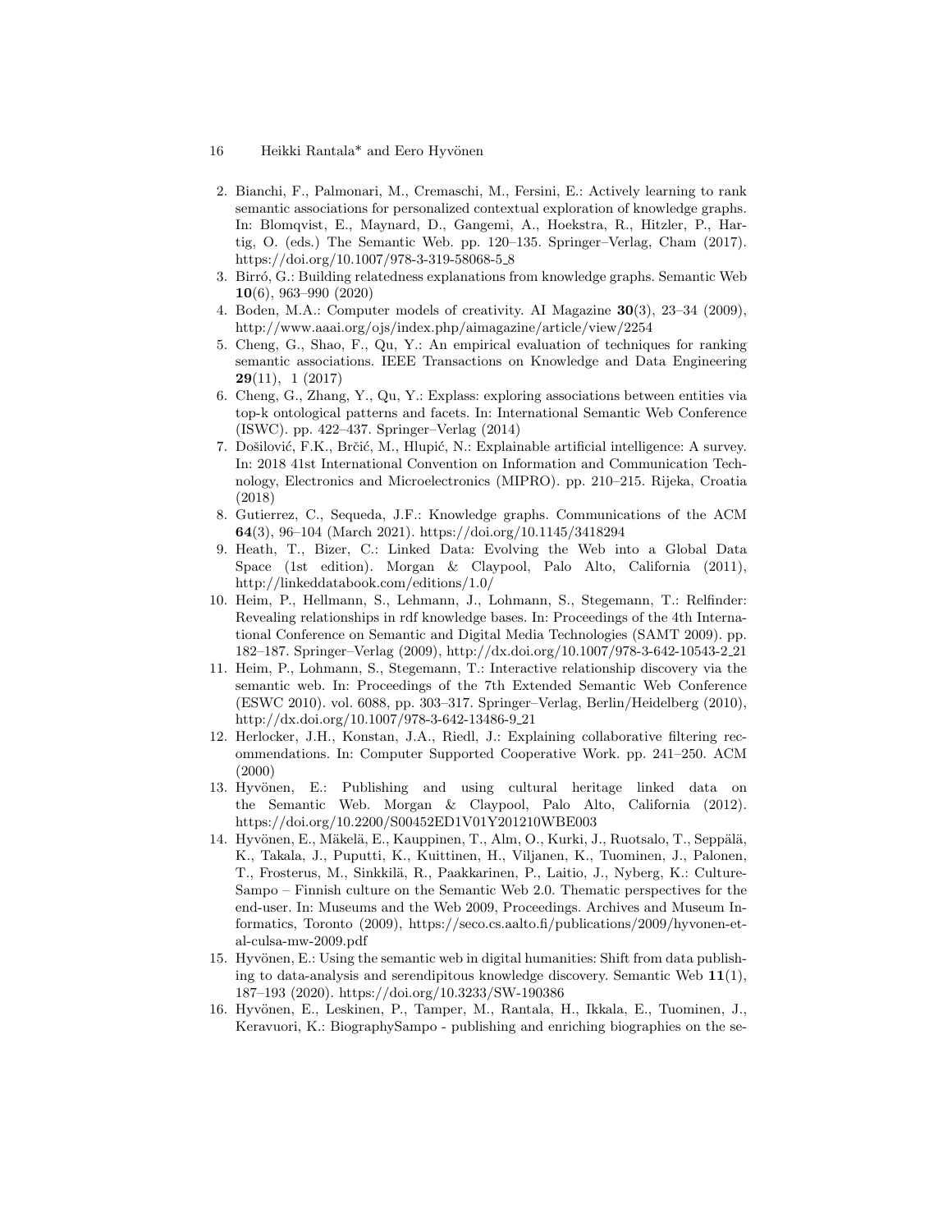2. Bianchi, F., Palmonari, M., Cremaschi, M., Fersini, E.: Actively learning to rank semantic associations for personalized contextual exploration of knowledge graphs. In: Blomqvist, E., Maynard, D., Gangemi, A., Hoekstra, R., Hitzler, P., Hartig, O. (eds.) The Semantic Web. pp. 120–135. Springer–Verlag, Cham (2017). https://doi.org/10.1007/978-3-319-58068-5_8
3. Birró, G.: Building relatedness explanations from knowledge graphs. Semantic Web **10**(6), 963–990 (2020)
4. Boden, M.A.: Computer models of creativity. AI Magazine **30**(3), 23–34 (2009), http://www.aaai.org/ojs/index.php/aimagazine/article/view/2254
5. Cheng, G., Shao, F., Qu, Y.: An empirical evaluation of techniques for ranking semantic associations. IEEE Transactions on Knowledge and Data Engineering **29**(11), 1 (2017)
6. Cheng, G., Zhang, Y., Qu, Y.: Explass: exploring associations between entities via top-k ontological patterns and facets. In: International Semantic Web Conference (ISWC). pp. 422–437. Springer–Verlag (2014)
7. Došilović, F.K., Brčić, M., Hlupić, N.: Explainable artificial intelligence: A survey. In: 2018 41st International Convention on Information and Communication Technology, Electronics and Microelectronics (MIPRO). pp. 210–215. Rijeka, Croatia (2018)
8. Gutierrez, C., Sequeda, J.F.: Knowledge graphs. Communications of the ACM **64**(3), 96–104 (March 2021). https://doi.org/10.1145/3418294
9. Heath, T., Bizer, C.: Linked Data: Evolving the Web into a Global Data Space (1st edition). Morgan & Claypool, Palo Alto, California (2011), http://linkeddatabook.com/editions/1.0/
10. Heim, P., Hellmann, S., Lehmann, J., Lohmann, S., Stegemann, T.: Relfinder: Revealing relationships in rdf knowledge bases. In: Proceedings of the 4th International Conference on Semantic and Digital Media Technologies (SAMT 2009). pp. 182–187. Springer–Verlag (2009), http://dx.doi.org/10.1007/978-3-642-10543-2_21
11. Heim, P., Lohmann, S., Stegemann, T.: Interactive relationship discovery via the semantic web. In: Proceedings of the 7th Extended Semantic Web Conference (ESWC 2010). vol. 6088, pp. 303–317. Springer–Verlag, Berlin/Heidelberg (2010), http://dx.doi.org/10.1007/978-3-642-13486-9_21
12. Herlocker, J.H., Konstan, J.A., Riedl, J.: Explaining collaborative filtering recommendations. In: Computer Supported Cooperative Work. pp. 241–250. ACM (2000)
13. Hyvönen, E.: Publishing and using cultural heritage linked data on the Semantic Web. Morgan & Claypool, Palo Alto, California (2012). https://doi.org/10.2200/S00452ED1V01Y201210WBE003
14. Hyvönen, E., Mäkelä, E., Kauppinen, T., Alm, O., Kurki, J., Ruotsalo, T., Seppälä, K., Takala, J., Puputti, K., Kuittinen, H., Viljanen, K., Tuominen, J., Palonen, T., Frosterus, M., Sinkkilä, R., Paakkarinen, P., Laitio, J., Nyberg, K.: CultureSampo – Finnish culture on the Semantic Web 2.0. Thematic perspectives for the end-user. In: Museums and the Web 2009, Proceedings. Archives and Museum Informatics, Toronto (2009), https://seco.cs.aalto.fi/publications/2009/hyvonen-et-al-culsa-mw-2009.pdf
15. Hyvönen, E.: Using the semantic web in digital humanities: Shift from data publishing to data-analysis and serendipitous knowledge discovery. Semantic Web **11**(1), 187–193 (2020). https://doi.org/10.3233/SW-190386
16. Hyvönen, E., Leskinen, P., Tamper, M., Rantala, H., Ikkala, E., Tuominen, J., Keravuori, K.: BiographySampo - publishing and enriching biographies on the se-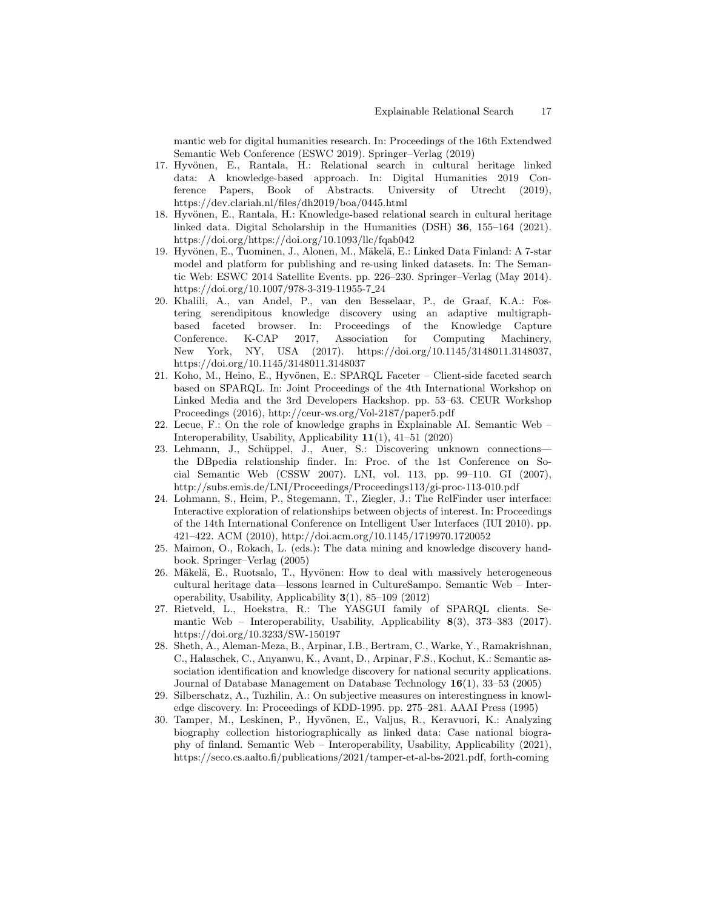mantic web for digital humanities research. In: Proceedings of the 16th Extendwed Semantic Web Conference (ESWC 2019). Springer–Verlag (2019)

17. Hyvönen, E., Rantala, H.: Relational search in cultural heritage linked data: A knowledge-based approach. In: Digital Humanities 2019 Conference Papers, Book of Abstracts. University of Utrecht (2019), https://dev.clariah.nl/files/dh2019/boa/0445.html
18. Hyvönen, E., Rantala, H.: Knowledge-based relational search in cultural heritage linked data. Digital Scholarship in the Humanities (DSH) **36**, 155–164 (2021). https://doi.org/https://doi.org/10.1093/llc/fqab042
19. Hyvönen, E., Tuominen, J., Alonen, M., Mäkelä, E.: Linked Data Finland: A 7-star model and platform for publishing and re-using linked datasets. In: The Semantic Web: ESWC 2014 Satellite Events. pp. 226–230. Springer–Verlag (May 2014). https://doi.org/10.1007/978-3-319-11955-7_24
20. Khalili, A., van Andel, P., van den Besselaar, P., de Graaf, K.A.: Fostering serendipitous knowledge discovery using an adaptive multigraph-based faceted browser. In: Proceedings of the Knowledge Capture Conference. K-CAP 2017, Association for Computing Machinery, New York, NY, USA (2017). https://doi.org/10.1145/3148011.3148037, https://doi.org/10.1145/3148011.3148037
21. Koho, M., Heino, E., Hyvönen, E.: SPARQL Faceter – Client-side faceted search based on SPARQL. In: Joint Proceedings of the 4th International Workshop on Linked Media and the 3rd Developers Hackshop. pp. 53–63. CEUR Workshop Proceedings (2016), http://ceur-ws.org/Vol-2187/paper5.pdf
22. Lecue, F.: On the role of knowledge graphs in Explainable AI. Semantic Web – Interoperability, Usability, Applicability **11**(1), 41–51 (2020)
23. Lehmann, J., Schüppel, J., Auer, S.: Discovering unknown connections—the DBpedia relationship finder. In: Proc. of the 1st Conference on Social Semantic Web (CSSW 2007). LNI, vol. 113, pp. 99–110. GI (2007), http://subs.emis.de/LNI/Proceedings/Proceedings113/gi-proc-113-010.pdf
24. Lohmann, S., Heim, P., Stegemann, T., Ziegler, J.: The RelFinder user interface: Interactive exploration of relationships between objects of interest. In: Proceedings of the 14th International Conference on Intelligent User Interfaces (IUI 2010). pp. 421–422. ACM (2010), http://doi.acm.org/10.1145/1719970.1720052
25. Maimon, O., Rokach, L. (eds.): The data mining and knowledge discovery handbook. Springer–Verlag (2005)
26. Mäkelä, E., Ruotsalo, T., Hyvönen: How to deal with massively heterogeneous cultural heritage data—lessons learned in CultureSampo. Semantic Web – Interoperability, Usability, Applicability **3**(1), 85–109 (2012)
27. Rietveld, L., Hoekstra, R.: The YASGUI family of SPARQL clients. Semantic Web – Interoperability, Usability, Applicability **8**(3), 373–383 (2017). https://doi.org/10.3233/SW-150197
28. Sheth, A., Aleman-Meza, B., Arpinar, I.B., Bertram, C., Warke, Y., Ramakrishnan, C., Halaschek, C., Anyanwu, K., Avant, D., Arpinar, F.S., Kochut, K.: Semantic association identification and knowledge discovery for national security applications. Journal of Database Management on Database Technology **16**(1), 33–53 (2005)
29. Silberschatz, A., Tuzhilin, A.: On subjective measures on interestingness in knowledge discovery. In: Proceedings of KDD-1995. pp. 275–281. AAAI Press (1995)
30. Tamper, M., Leskinen, P., Hyvönen, E., Valjus, R., Keravuori, K.: Analyzing biography collection historiographically as linked data: Case national biography of finland. Semantic Web – Interoperability, Usability, Applicability (2021), https://seco.cs.aalto.fi/publications/2021/tamper-et-al-bs-2021.pdf, forth-coming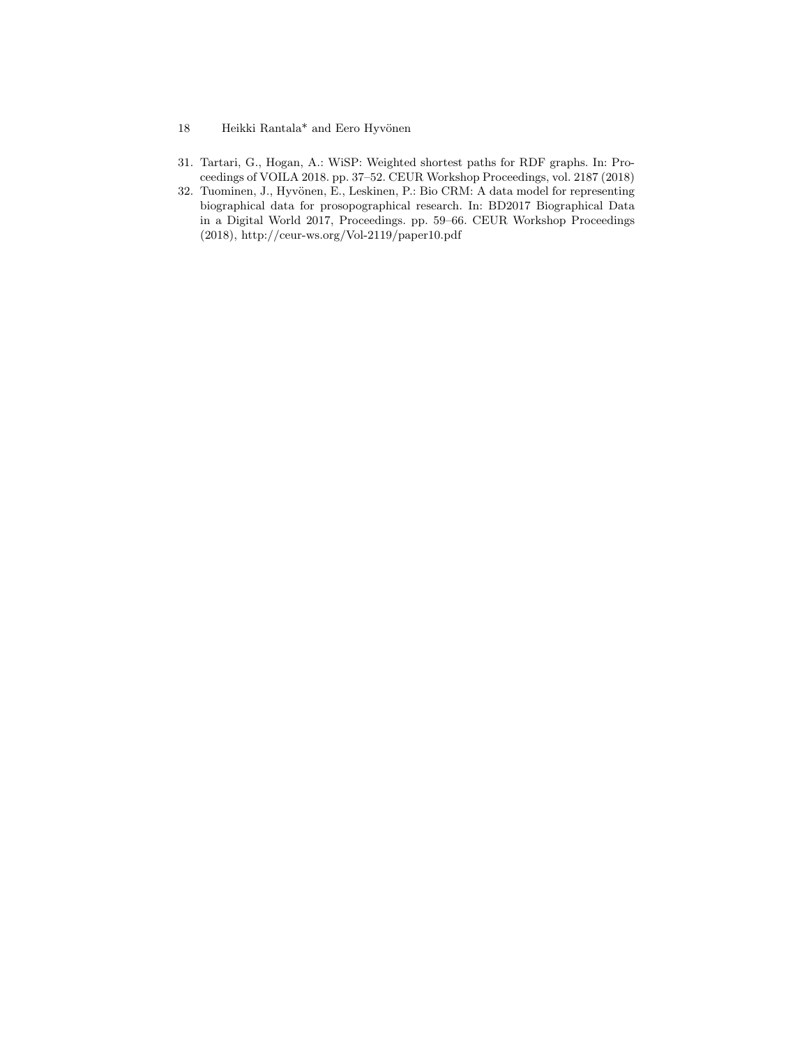31. Tartari, G., Hogan, A.: WiSP: Weighted shortest paths for RDF graphs. In: Proceedings of VOILA 2018. pp. 37–52. CEUR Workshop Proceedings, vol. 2187 (2018)
32. Tuominen, J., Hyvönen, E., Leskinen, P.: Bio CRM: A data model for representing biographical data for prosopographical research. In: BD2017 Biographical Data in a Digital World 2017, Proceedings. pp. 59–66. CEUR Workshop Proceedings (2018), http://ceur-ws.org/Vol-2119/paper10.pdf